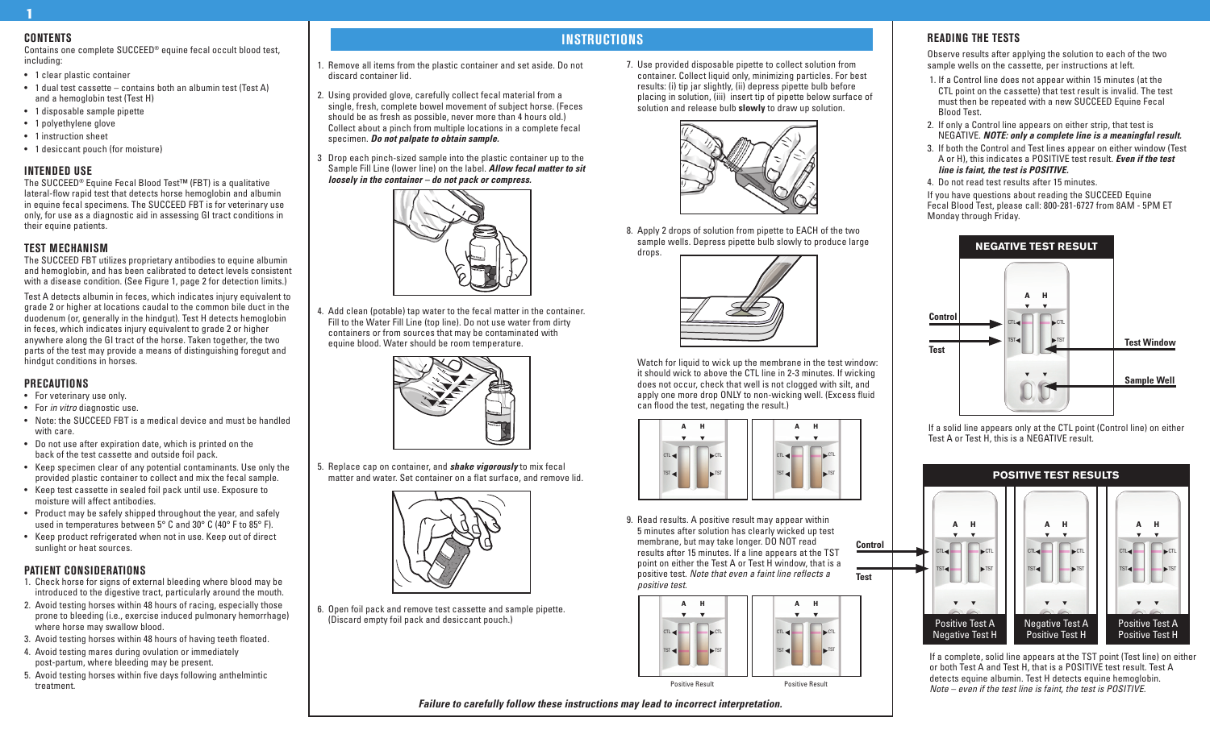## CONTENTS

Contains one complete SUCCEED® equine fecal occult blood test, including:

- 1 clear plastic container
- 1 dual test cassette – contains both an albumin test (Test A) and a hemoglobin test (Test H)
- 1 disposable sample pipette
- 1 polyethylene glove
- 1 instruction sheet
- 1 desiccant pouch (for moisture)

## INTENDED USE

The SUCCEED® Equine Fecal Blood Test™ (FBT) is a qualitative lateral-flow rapid test that detects horse hemoglobin and albumin in equine fecal specimens. The SUCCEED FBT is for veterinary use only, for use as a diagnostic aid in assessing GI tract conditions in their equine patients.

## TEST MECHANISM

The SUCCEED FBT utilizes proprietary antibodies to equine albumin and hemoglobin, and has been calibrated to detect levels consistent with a disease condition. (See Figure 1, page 2 for detection limits.)

Test A detects albumin in feces, which indicates injury equivalent to grade 2 or higher at locations caudal to the common bile duct in the duodenum (or, generally in the hindgut). Test H detects hemoglobin in feces, which indicates injury equivalent to grade 2 or higher anywhere along the GI tract of the horse. Taken together, the two parts of the test may provide a means of distinguishing foregut and hindgut conditions in horses.

## PRECAUTIONS

- For veterinary use only.
- For *in vitro* diagnostic use.
- Note: the SUCCEED FBT is a medical device and must be handled with care.
- Do not use after expiration date, which is printed on the back of the test cassette and outside foil pack.
- Keep specimen clear of any potential contaminants. Use only the provided plastic container to collect and mix the fecal sample.
- Keep test cassette in sealed foil pack until use. Exposure to moisture will affect antibodies.
- Product may be safely shipped throughout the year, and safely used in temperatures between 5° C and 30° C (40° F to 85° F).
- Keep product refrigerated when not in use. Keep out of direct sunlight or heat sources.

## PATIENT CONSIDERATIONS

1. Check horse for signs of external bleeding where blood may be introduced to the digestive tract, particularly around the mouth.
2. Avoid testing horses within 48 hours of racing, especially those prone to bleeding (i.e., exercise induced pulmonary hemorrhage) where horse may swallow blood.
3. Avoid testing horses within 48 hours of having teeth floated.
4. Avoid testing mares during ovulation or immediately post-partum, where bleeding may be present.
5. Avoid testing horses within five days following anthelmintic treatment.

## INSTRUCTIONS

1. Remove all items from the plastic container and set aside. Do not discard container lid.
2. Using provided glove, carefully collect fecal material from a single, fresh, complete bowel movement of subject horse. (Feces should be as fresh as possible, never more than 4 hours old.) Collect about a pinch from multiple locations in a complete fecal specimen. ***Do not palpate to obtain sample.***
3. Drop each pinch-sized sample into the plastic container up to the Sample Fill Line (lower line) on the label. ***Allow fecal matter to sit loosely in the container – do not pack or compress.***
4. Add clean (potable) tap water to the fecal matter in the container. Fill to the Water Fill Line (top line). Do not use water from dirty containers or from sources that may be contaminated with equine blood. Water should be room temperature.
5. Replace cap on container, and ***shake vigorously*** to mix fecal matter and water. Set container on a flat surface, and remove lid.
6. Open foil pack and remove test cassette and sample pipette. (Discard empty foil pack and desiccant pouch.)
7. Use provided disposable pipette to collect solution from container. Collect liquid only, minimizing particles. For best results: (i) tip jar slightly, (ii) depress pipette bulb before placing in solution, (iii) insert tip of pipette below surface of solution and release bulb **slowly** to draw up solution.
8. Apply 2 drops of solution from pipette to EACH of the two sample wells. Depress pipette bulb slowly to produce large drops.

   Watch for liquid to wick up the membrane in the test window: it should wick to above the CTL line in 2-3 minutes. If wicking does not occur, check that well is not clogged with silt, and apply one more drop ONLY to non-wicking well. (Excess fluid can flood the test, negating the result.)

9. Read results. A positive result may appear within 5 minutes after solution has clearly wicked up test membrane, but may take longer. DO NOT read results after 15 minutes. If a line appears at the TST point on either the Test A or Test H window, that is a positive test. *Note that even a faint line reflects a positive test.*

Control

Test

Positive Result

Positive Result

***Failure to carefully follow these instructions may lead to incorrect interpretation.***

## READING THE TESTS

Observe results after applying the solution to each of the two sample wells on the cassette, per instructions at left.

1. If a Control line does not appear within 15 minutes (at the CTL point on the cassette) that test result is invalid. The test must then be repeated with a new SUCCEED Equine Fecal Blood Test.
2. If only a Control line appears on either strip, that test is NEGATIVE. ***NOTE: only a complete line is a meaningful result.***
3. If both the Control and Test lines appear on either window (Test A or H), this indicates a POSITIVE test result. ***Even if the test line is faint, the test is POSITIVE.***
4. Do not read test results after 15 minutes.

If you have questions about reading the SUCCEED Equine Fecal Blood Test, please call: 800-281-6727 from 8AM - 5PM ET Monday through Friday.

**NEGATIVE TEST RESULT**

Control — Test — Test Window — Sample Well

If a solid line appears only at the CTL point (Control line) on either Test A or Test H, this is a NEGATIVE result.

**POSITIVE TEST RESULTS**

| Positive Test A / Negative Test H | Negative Test A / Positive Test H | Positive Test A / Positive Test H |
|---|---|---|

If a complete, solid line appears at the TST point (Test line) on either or both Test A and Test H, that is a POSITIVE test result. Test A detects equine albumin. Test H detects equine hemoglobin. *Note – even if the test line is faint, the test is POSITIVE.*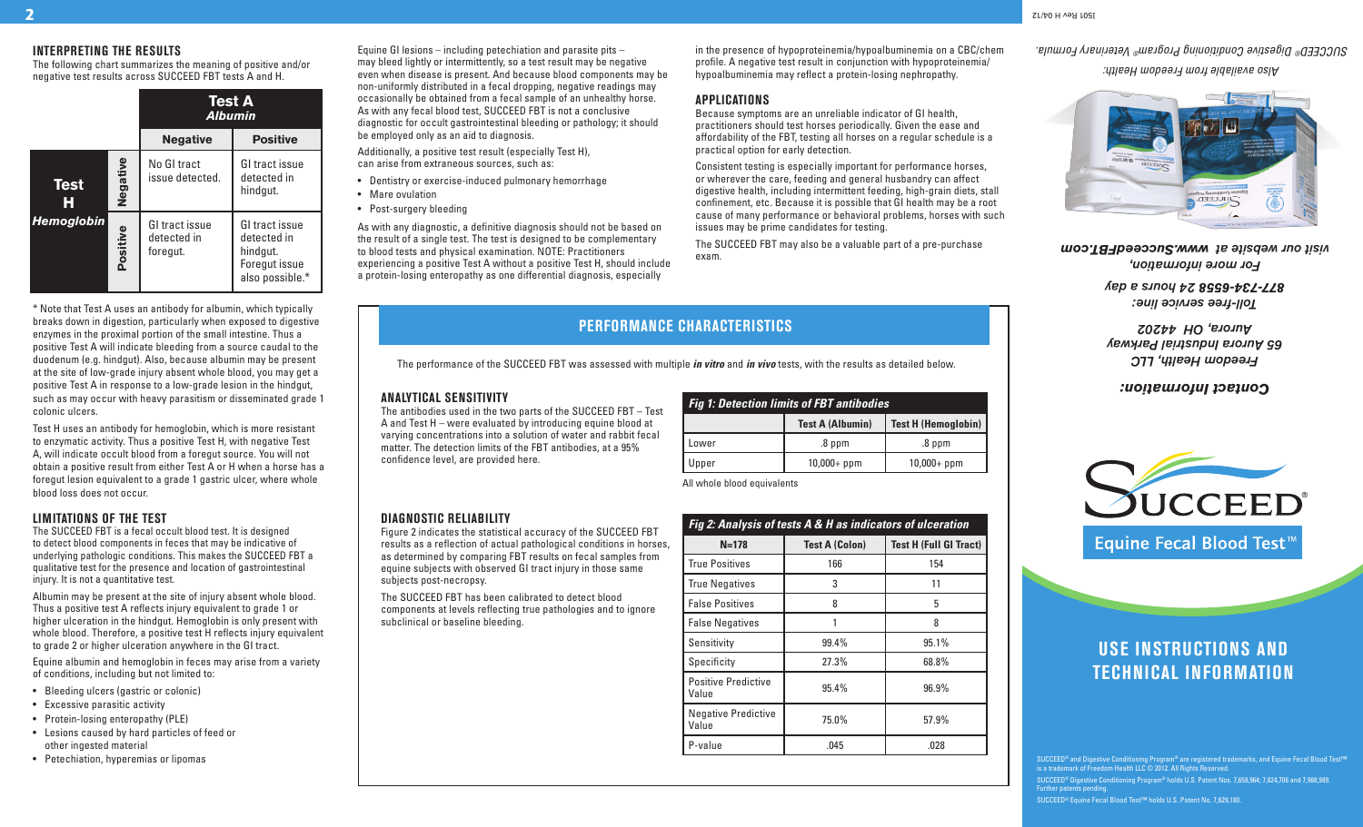## INTERPRETING THE RESULTS

The following chart summarizes the meaning of positive and/or negative test results across SUCCEED FBT tests A and H.

| | | Test A *Albumin* | |
|---|---|---|---|
| | | **Negative** | **Positive** |
| **Test H** *Hemoglobin* | **Negative** | No GI tract issue detected. | GI tract issue detected in hindgut. |
| | **Positive** | GI tract issue detected in foregut. | GI tract issue detected in hindgut. Foregut issue also possible.* |

\* Note that Test A uses an antibody for albumin, which typically breaks down in digestion, particularly when exposed to digestive enzymes in the proximal portion of the small intestine. Thus a positive Test A will indicate bleeding from a source caudal to the duodenum (e.g. hindgut). Also, because albumin may be present at the site of low-grade injury absent whole blood, you may get a positive Test A in response to a low-grade lesion in the hindgut, such as may occur with heavy parasitism or disseminated grade 1 colonic ulcers.

Test H uses an antibody for hemoglobin, which is more resistant to enzymatic activity. Thus a positive Test H, with negative Test A, will indicate occult blood from a foregut source. You will not obtain a positive result from either Test A or H when a horse has a foregut lesion equivalent to a grade 1 gastric ulcer, where whole blood loss does not occur.

## LIMITATIONS OF THE TEST

The SUCCEED FBT is a fecal occult blood test. It is designed to detect blood components in feces that may be indicative of underlying pathologic conditions. This makes the SUCCEED FBT a qualitative test for the presence and location of gastrointestinal injury. It is not a quantitative test.

Albumin may be present at the site of injury absent whole blood. Thus a positive test A reflects injury equivalent to grade 1 or higher ulceration in the hindgut. Hemoglobin is only present with whole blood. Therefore, a positive test H reflects injury equivalent to grade 2 or higher ulceration anywhere in the GI tract.

Equine albumin and hemoglobin in feces may arise from a variety of conditions, including but not limited to:

- Bleeding ulcers (gastric or colonic)
- Excessive parasitic activity
- Protein-losing enteropathy (PLE)
- Lesions caused by hard particles of feed or other ingested material
- Petechiation, hyperemias or lipomas

Equine GI lesions – including petechiation and parasite pits – may bleed lightly or intermittently, so a test result may be negative even when disease is present. And because blood components may be non-uniformly distributed in a fecal dropping, negative readings may occasionally be obtained from a fecal sample of an unhealthy horse. As with any fecal blood test, SUCCEED FBT is not a conclusive diagnostic for occult gastrointestinal bleeding or pathology; it should be employed only as an aid to diagnosis.

Additionally, a positive test result (especially Test H), can arise from extraneous sources, such as:

- Dentistry or exercise-induced pulmonary hemorrhage
- Mare ovulation
- Post-surgery bleeding

As with any diagnostic, a definitive diagnosis should not be based on the result of a single test. The test is designed to be complementary to blood tests and physical examination. NOTE: Practitioners experiencing a positive Test A without a positive Test H, should include a protein-losing enteropathy as one differential diagnosis, especially in the presence of hypoproteinemia/hypoalbuminemia on a CBC/chem profile. A negative test result in conjunction with hypoproteinemia/hypoalbuminemia may reflect a protein-losing nephropathy.

## APPLICATIONS

Because symptoms are an unreliable indicator of GI health, practitioners should test horses periodically. Given the ease and affordability of the FBT, testing all horses on a regular schedule is a practical option for early detection.

Consistent testing is especially important for performance horses, or wherever the care, feeding and general husbandry can affect digestive health, including intermittent feeding, high-grain diets, stall confinement, etc. Because it is possible that GI health may be a root cause of many performance or behavioral problems, horses with such issues may be prime candidates for testing.

The SUCCEED FBT may also be a valuable part of a pre-purchase exam.

## PERFORMANCE CHARACTERISTICS

The performance of the SUCCEED FBT was assessed with multiple *in vitro* and *in vivo* tests, with the results as detailed below.

### ANALYTICAL SENSITIVITY

The antibodies used in the two parts of the SUCCEED FBT – Test A and Test H – were evaluated by introducing equine blood at varying concentrations into a solution of water and rabbit fecal matter. The detection limits of the FBT antibodies, at a 95% confidence level, are provided here.

***Fig 1: Detection limits of FBT antibodies***

| | Test A (Albumin) | Test H (Hemoglobin) |
|---|---|---|
| Lower | .8 ppm | .8 ppm |
| Upper | 10,000+ ppm | 10,000+ ppm |

All whole blood equivalents

### DIAGNOSTIC RELIABILITY

Figure 2 indicates the statistical accuracy of the SUCCEED FBT results as a reflection of actual pathological conditions in horses, as determined by comparing FBT results on fecal samples from equine subjects with observed GI tract injury in those same subjects post-necropsy.

The SUCCEED FBT has been calibrated to detect blood components at levels reflecting true pathologies and to ignore subclinical or baseline bleeding.

***Fig 2: Analysis of tests A & H as indicators of ulceration***

| N=178 | Test A (Colon) | Test H (Full GI Tract) |
|---|---|---|
| True Positives | 166 | 154 |
| True Negatives | 3 | 11 |
| False Positives | 8 | 5 |
| False Negatives | 1 | 8 |
| Sensitivity | 99.4% | 95.1% |
| Specificity | 27.3% | 68.8% |
| Positive Predictive Value | 95.4% | 96.9% |
| Negative Predictive Value | 75.0% | 57.9% |
| P-value | .045 | .028 |

SUCCEED® Digestive Conditioning Program® Veterinary Formula.

*Also available from Freedom Health:*

*visit our website at www.SucceedFBT.com*

*For more information,*

*877-734-6558 24 hours a day*

*Toll-free service line:*

*Aurora, OH 44202*

*65 Aurora Industrial Parkway*

*Freedom Health, LLC*

***Contact Information:***

SUCCEED®

Equine Fecal Blood Test™

## USE INSTRUCTIONS AND TECHNICAL INFORMATION

SUCCEED® and Digestive Conditioning Program® are registered trademarks, and Equine Fecal Blood Test™ is a trademark of Freedom Health LLC © 2012. All Rights Reserved.

SUCCEED® Digestive Conditioning Program® holds U.S. Patent Nos. 7,658,964; 7,824,706 and 7,988,989. Further patents pending.

SUCCEED® Equine Fecal Blood Test™ holds U.S. Patent No. 7,629,180.

1501 Rev H 04/12